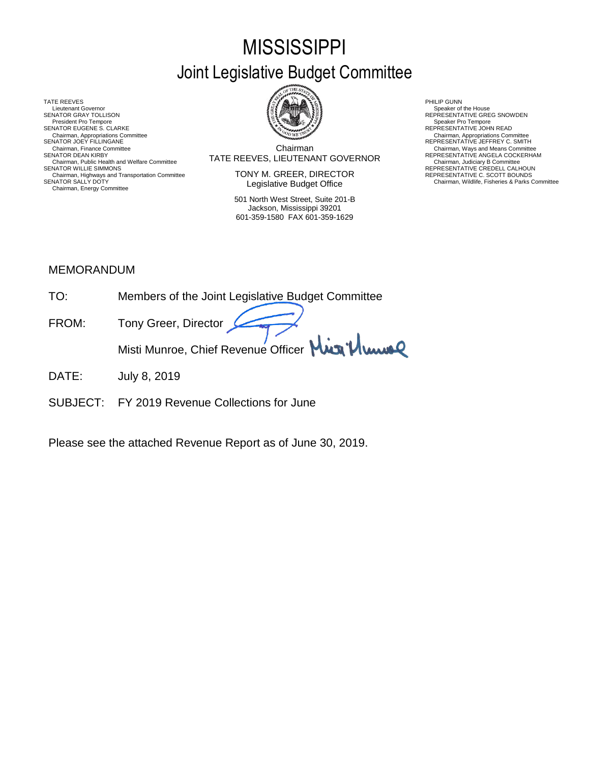# MISSISSIPPI
## Joint Legislative Budget Committee

TATE REEVES
Lieutenant Governor
SENATOR GRAY TOLLISON
President Pro Tempore
SENATOR EUGENE S. CLARKE
Chairman, Appropriations Committee
SENATOR JOEY FILLINGANE
Chairman, Finance Committee
SENATOR DEAN KIRBY
Chairman, Public Health and Welfare Committee
SENATOR WILLIE SIMMONS
Chairman, Highways and Transportation Committee
SENATOR SALLY DOTY
Chairman, Energy Committee

Chairman
TATE REEVES, LIEUTENANT GOVERNOR

TONY M. GREER, DIRECTOR
Legislative Budget Office

501 North West Street, Suite 201-B
Jackson, Mississippi 39201
601-359-1580 FAX 601-359-1629

PHILIP GUNN
Speaker of the House
REPRESENTATIVE GREG SNOWDEN
Speaker Pro Tempore
REPRESENTATIVE JOHN READ
Chairman, Appropriations Committee
REPRESENTATIVE JEFFREY C. SMITH
Chairman, Ways and Means Committee
REPRESENTATIVE ANGELA COCKERHAM
Chairman, Judiciary B Committee
REPRESENTATIVE CREDELL CALHOUN
REPRESENTATIVE C. SCOTT BOUNDS
Chairman, Wildlife, Fisheries & Parks Committee

MEMORANDUM

TO: Members of the Joint Legislative Budget Committee

FROM: Tony Greer, Director
Misti Munroe, Chief Revenue Officer

DATE: July 8, 2019

SUBJECT: FY 2019 Revenue Collections for June

Please see the attached Revenue Report as of June 30, 2019.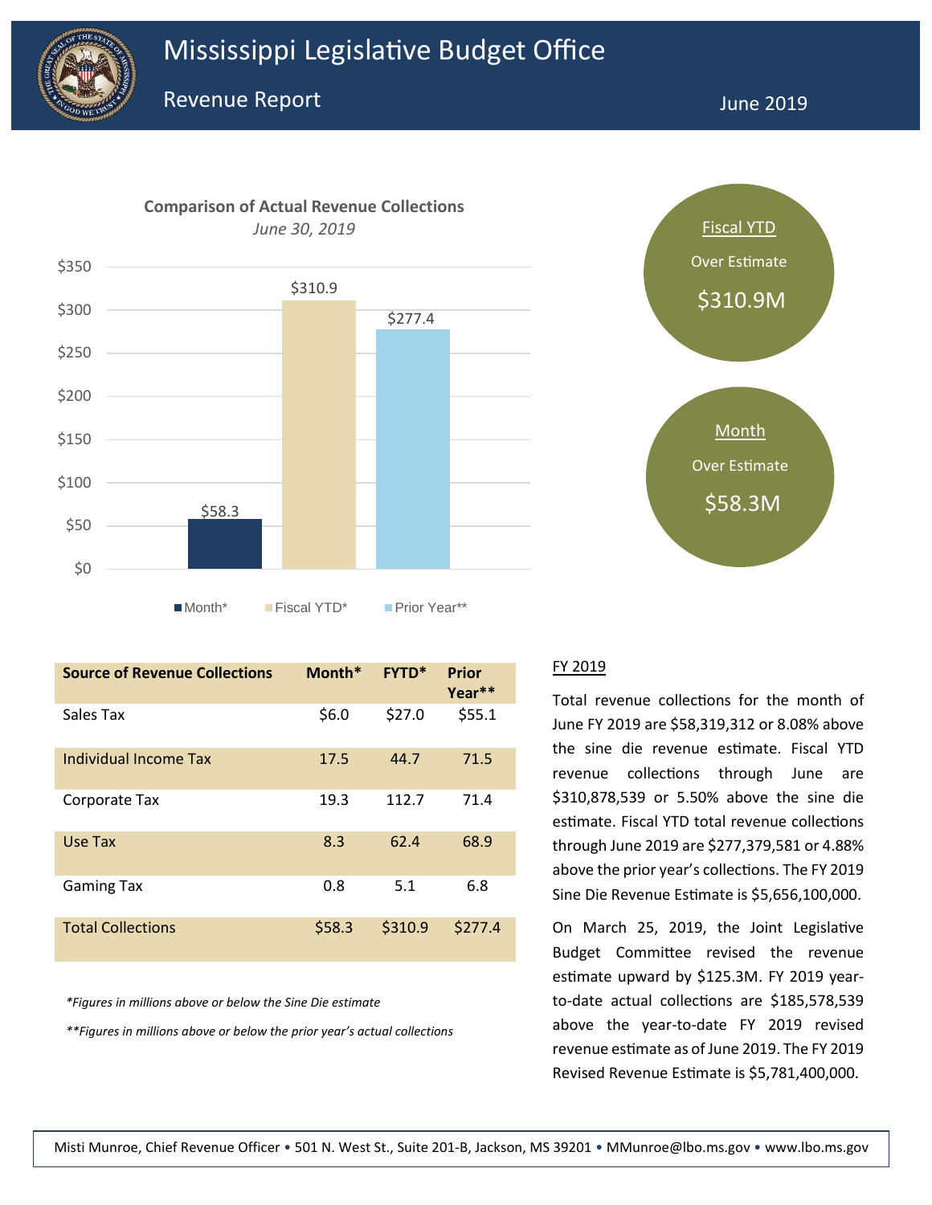# Mississippi Legislative Budget Office

## Revenue Report

June 2019

**Comparison of Actual Revenue Collections**

*June 30, 2019*

| | Month* | Fiscal YTD* | Prior Year** |
|---|---|---|---|
| Value | $58.3 | $310.9 | $277.4 |

**Fiscal YTD**
Over Estimate
$310.9M

**Month**
Over Estimate
$58.3M

| Source of Revenue Collections | Month* | FYTD* | Prior Year** |
|---|---|---|---|
| Sales Tax | $6.0 | $27.0 | $55.1 |
| Individual Income Tax | 17.5 | 44.7 | 71.5 |
| Corporate Tax | 19.3 | 112.7 | 71.4 |
| Use Tax | 8.3 | 62.4 | 68.9 |
| Gaming Tax | 0.8 | 5.1 | 6.8 |
| Total Collections | $58.3 | $310.9 | $277.4 |

*\*Figures in millions above or below the Sine Die estimate*

*\*\*Figures in millions above or below the prior year's actual collections*

### FY 2019

Total revenue collections for the month of June FY 2019 are $58,319,312 or 8.08% above the sine die revenue estimate. Fiscal YTD revenue collections through June are $310,878,539 or 5.50% above the sine die estimate. Fiscal YTD total revenue collections through June 2019 are $277,379,581 or 4.88% above the prior year's collections. The FY 2019 Sine Die Revenue Estimate is $5,656,100,000.

On March 25, 2019, the Joint Legislative Budget Committee revised the revenue estimate upward by $125.3M. FY 2019 year-to-date actual collections are $185,578,539 above the year-to-date FY 2019 revised revenue estimate as of June 2019. The FY 2019 Revised Revenue Estimate is $5,781,400,000.

Misti Munroe, Chief Revenue Officer • 501 N. West St., Suite 201-B, Jackson, MS 39201 • MMunroe@lbo.ms.gov • www.lbo.ms.gov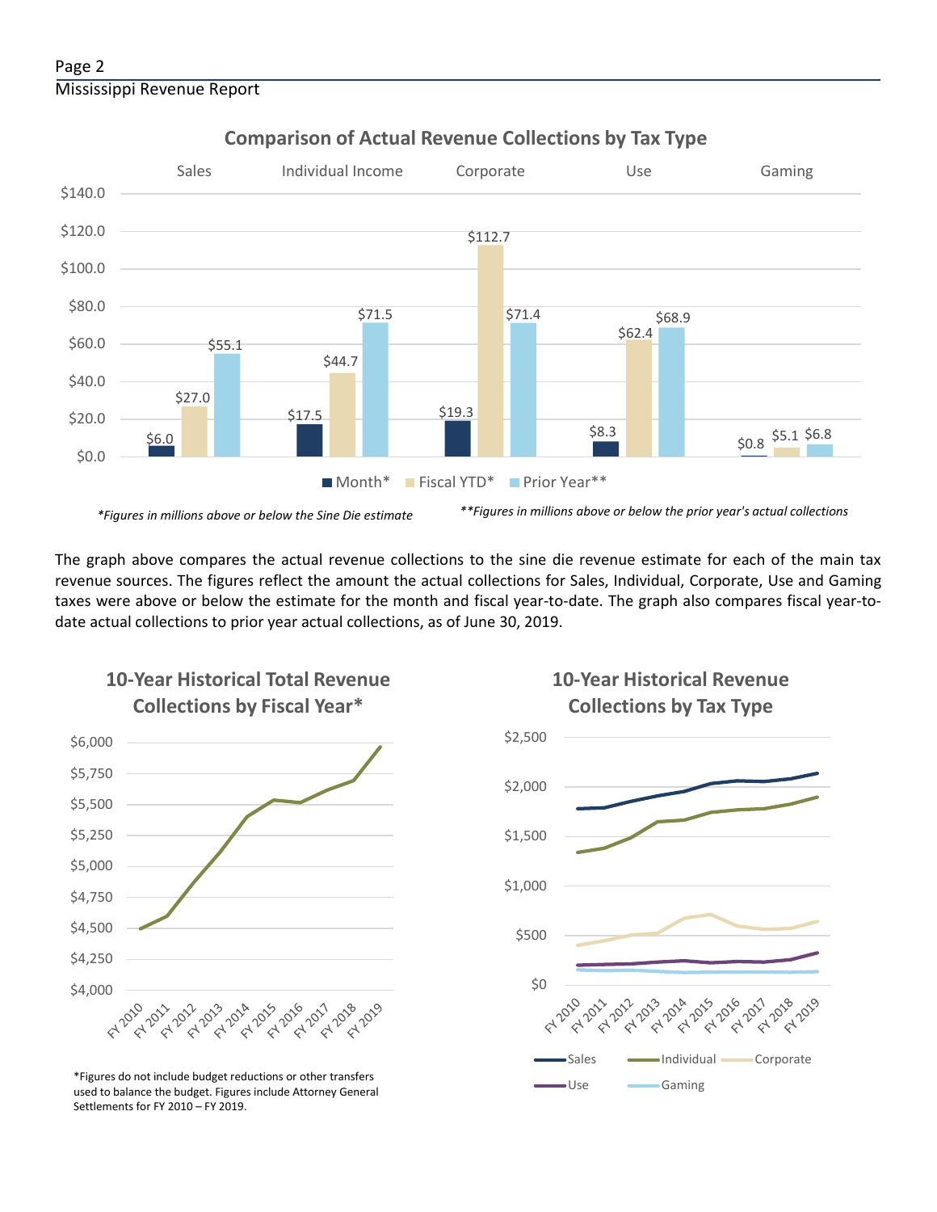## Comparison of Actual Revenue Collections by Tax Type

| | Sales | Individual Income | Corporate | Use | Gaming |
|---|---|---|---|---|---|
| Month* | $6.0 | $17.5 | $19.3 | $8.3 | $0.8 |
| Fiscal YTD* | $27.0 | $44.7 | $112.7 | $62.4 | $5.1 |
| Prior Year** | $55.1 | $71.5 | $71.4 | $68.9 | $6.8 |

*\*Figures in millions above or below the Sine Die estimate*

*\*\*Figures in millions above or below the prior year's actual collections*

The graph above compares the actual revenue collections to the sine die revenue estimate for each of the main tax revenue sources. The figures reflect the amount the actual collections for Sales, Individual, Corporate, Use and Gaming taxes were above or below the estimate for the month and fiscal year-to-date. The graph also compares fiscal year-to-date actual collections to prior year actual collections, as of June 30, 2019.

## 10-Year Historical Total Revenue Collections by Fiscal Year*

*Figures do not include budget reductions or other transfers used to balance the budget. Figures include Attorney General Settlements for FY 2010 – FY 2019.

## 10-Year Historical Revenue Collections by Tax Type

Sales, Individual, Corporate, Use, Gaming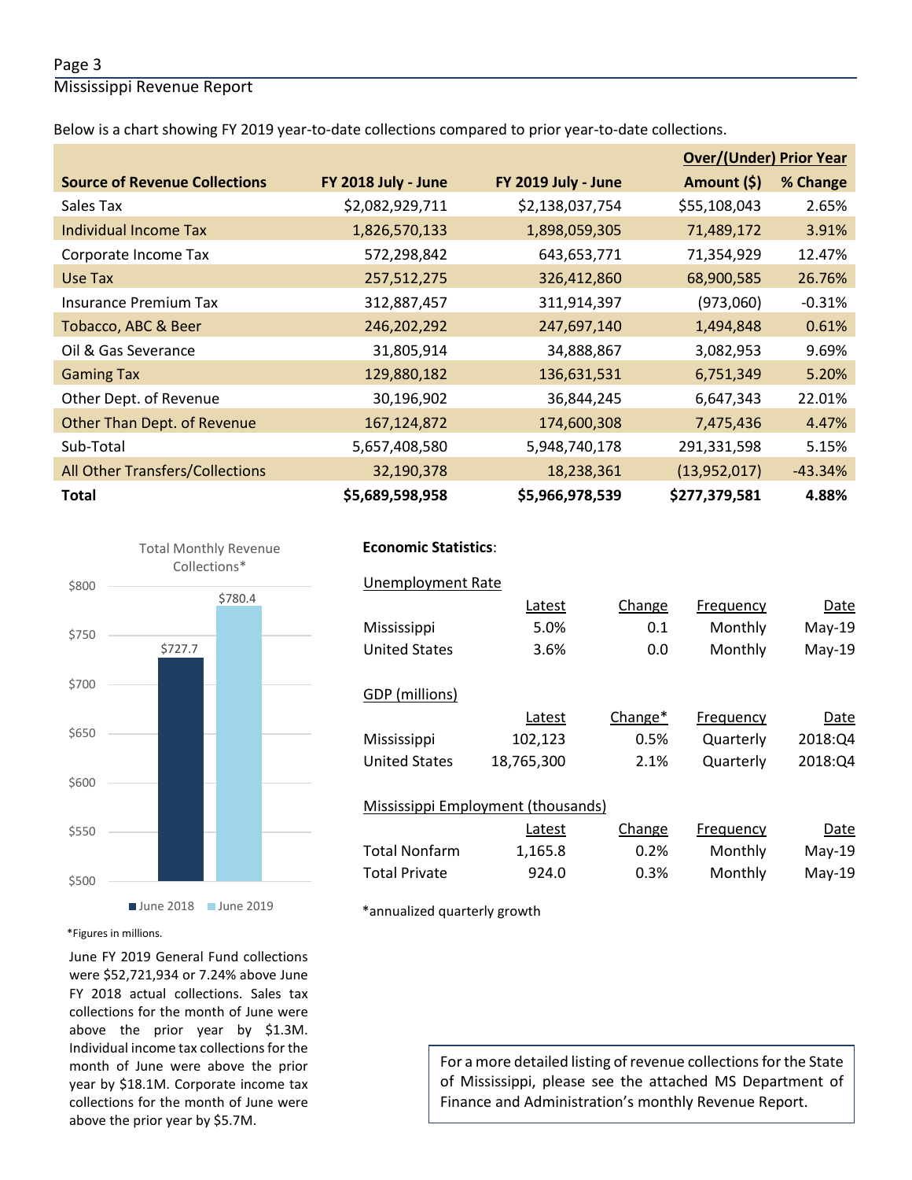Below is a chart showing FY 2019 year-to-date collections compared to prior year-to-date collections.

| Source of Revenue Collections | FY 2018 July - June | FY 2019 July - June | Over/(Under) Prior Year Amount ($) | % Change |
|---|---|---|---|---|
| Sales Tax | $2,082,929,711 | $2,138,037,754 | $55,108,043 | 2.65% |
| Individual Income Tax | 1,826,570,133 | 1,898,059,305 | 71,489,172 | 3.91% |
| Corporate Income Tax | 572,298,842 | 643,653,771 | 71,354,929 | 12.47% |
| Use Tax | 257,512,275 | 326,412,860 | 68,900,585 | 26.76% |
| Insurance Premium Tax | 312,887,457 | 311,914,397 | (973,060) | -0.31% |
| Tobacco, ABC & Beer | 246,202,292 | 247,697,140 | 1,494,848 | 0.61% |
| Oil & Gas Severance | 31,805,914 | 34,888,867 | 3,082,953 | 9.69% |
| Gaming Tax | 129,880,182 | 136,631,531 | 6,751,349 | 5.20% |
| Other Dept. of Revenue | 30,196,902 | 36,844,245 | 6,647,343 | 22.01% |
| Other Than Dept. of Revenue | 167,124,872 | 174,600,308 | 7,475,436 | 4.47% |
| Sub-Total | 5,657,408,580 | 5,948,740,178 | 291,331,598 | 5.15% |
| All Other Transfers/Collections | 32,190,378 | 18,238,361 | (13,952,017) | -43.34% |
| **Total** | **$5,689,598,958** | **$5,966,978,539** | **$277,379,581** | **4.88%** |

Total Monthly Revenue Collections*

| | June 2018 | June 2019 |
|---|---|---|
| Collections | $727.7 | $780.4 |

*Figures in millions.

June FY 2019 General Fund collections were $52,721,934 or 7.24% above June FY 2018 actual collections. Sales tax collections for the month of June were above the prior year by $1.3M. Individual income tax collections for the month of June were above the prior year by $18.1M. Corporate income tax collections for the month of June were above the prior year by $5.7M.

**Economic Statistics**:

Unemployment Rate

| | Latest | Change | Frequency | Date |
|---|---|---|---|---|
| Mississippi | 5.0% | 0.1 | Monthly | May-19 |
| United States | 3.6% | 0.0 | Monthly | May-19 |

GDP (millions)

| | Latest | Change* | Frequency | Date |
|---|---|---|---|---|
| Mississippi | 102,123 | 0.5% | Quarterly | 2018:Q4 |
| United States | 18,765,300 | 2.1% | Quarterly | 2018:Q4 |

Mississippi Employment (thousands)

| | Latest | Change | Frequency | Date |
|---|---|---|---|---|
| Total Nonfarm | 1,165.8 | 0.2% | Monthly | May-19 |
| Total Private | 924.0 | 0.3% | Monthly | May-19 |

*annualized quarterly growth

For a more detailed listing of revenue collections for the State of Mississippi, please see the attached MS Department of Finance and Administration's monthly Revenue Report.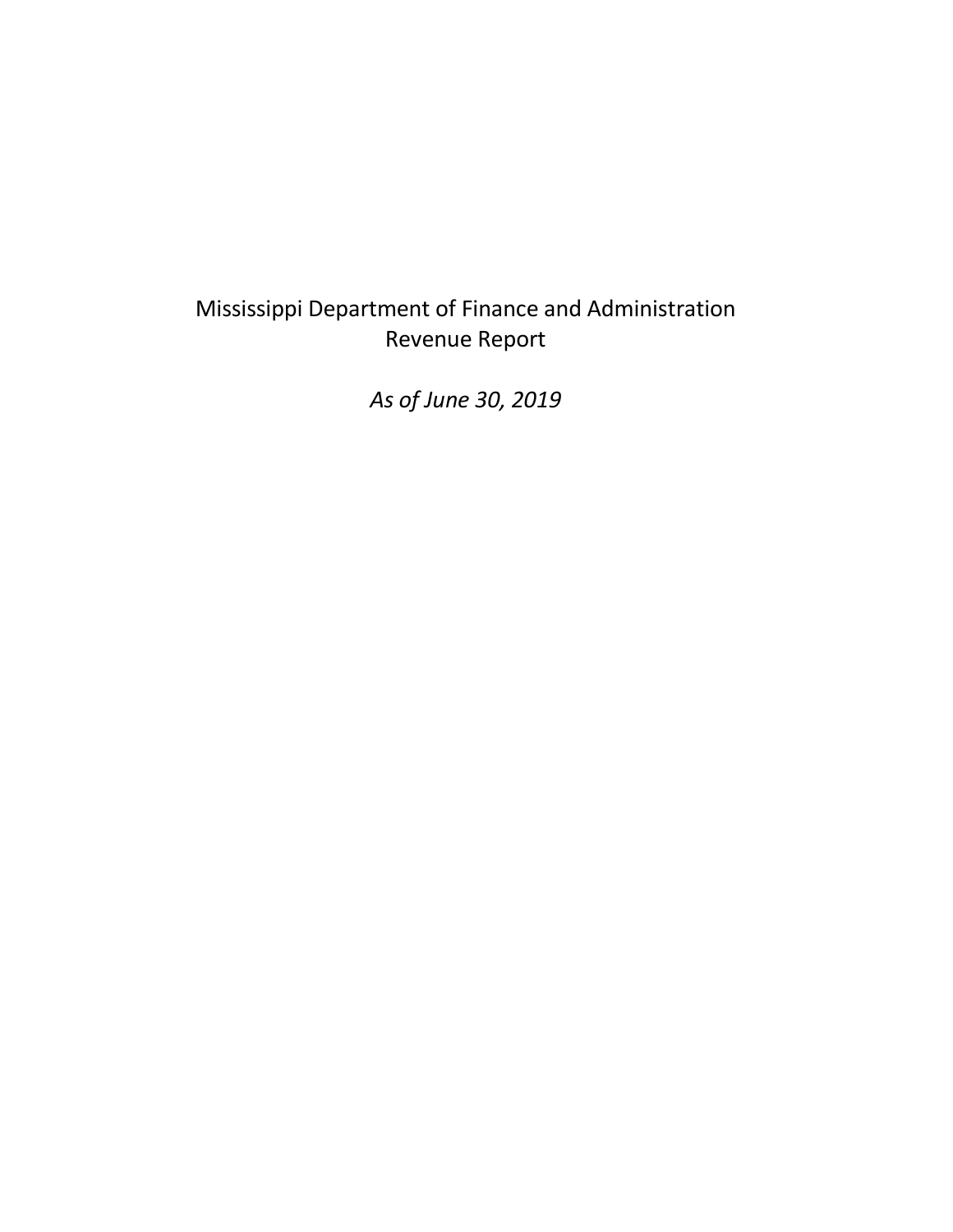# Mississippi Department of Finance and Administration
# Revenue Report

*As of June 30, 2019*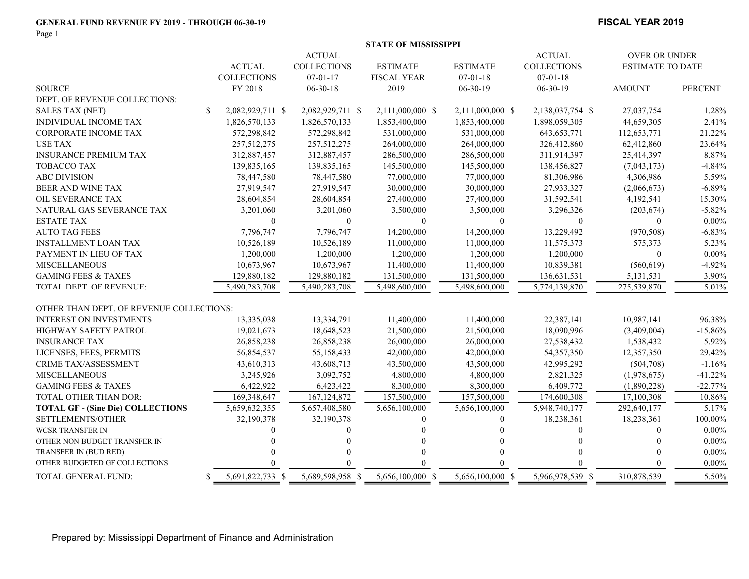**GENERAL FUND REVENUE FY 2019 - THROUGH 06-30-19**

**FISCAL YEAR 2019**

**STATE OF MISSISSIPPI**

| SOURCE | ACTUAL COLLECTIONS FY 2018 | ACTUAL COLLECTIONS 07-01-17 06-30-18 | ESTIMATE FISCAL YEAR 2019 | ESTIMATE 07-01-18 06-30-19 | ACTUAL COLLECTIONS 07-01-18 06-30-19 | OVER OR UNDER ESTIMATE TO DATE AMOUNT | PERCENT |
|---|---|---|---|---|---|---|---|
| DEPT. OF REVENUE COLLECTIONS: | | | | | | | |
| SALES TAX (NET) | $ 2,082,929,711 | $ 2,082,929,711 | $ 2,111,000,000 | $ 2,111,000,000 | $ 2,138,037,754 | $ 27,037,754 | 1.28% |
| INDIVIDUAL INCOME TAX | 1,826,570,133 | 1,826,570,133 | 1,853,400,000 | 1,853,400,000 | 1,898,059,305 | 44,659,305 | 2.41% |
| CORPORATE INCOME TAX | 572,298,842 | 572,298,842 | 531,000,000 | 531,000,000 | 643,653,771 | 112,653,771 | 21.22% |
| USE TAX | 257,512,275 | 257,512,275 | 264,000,000 | 264,000,000 | 326,412,860 | 62,412,860 | 23.64% |
| INSURANCE PREMIUM TAX | 312,887,457 | 312,887,457 | 286,500,000 | 286,500,000 | 311,914,397 | 25,414,397 | 8.87% |
| TOBACCO TAX | 139,835,165 | 139,835,165 | 145,500,000 | 145,500,000 | 138,456,827 | (7,043,173) | -4.84% |
| ABC DIVISION | 78,447,580 | 78,447,580 | 77,000,000 | 77,000,000 | 81,306,986 | 4,306,986 | 5.59% |
| BEER AND WINE TAX | 27,919,547 | 27,919,547 | 30,000,000 | 30,000,000 | 27,933,327 | (2,066,673) | -6.89% |
| OIL SEVERANCE TAX | 28,604,854 | 28,604,854 | 27,400,000 | 27,400,000 | 31,592,541 | 4,192,541 | 15.30% |
| NATURAL GAS SEVERANCE TAX | 3,201,060 | 3,201,060 | 3,500,000 | 3,500,000 | 3,296,326 | (203,674) | -5.82% |
| ESTATE TAX | 0 | 0 | 0 | 0 | 0 | 0 | 0.00% |
| AUTO TAG FEES | 7,796,747 | 7,796,747 | 14,200,000 | 14,200,000 | 13,229,492 | (970,508) | -6.83% |
| INSTALLMENT LOAN TAX | 10,526,189 | 10,526,189 | 11,000,000 | 11,000,000 | 11,575,373 | 575,373 | 5.23% |
| PAYMENT IN LIEU OF TAX | 1,200,000 | 1,200,000 | 1,200,000 | 1,200,000 | 1,200,000 | 0 | 0.00% |
| MISCELLANEOUS | 10,673,967 | 10,673,967 | 11,400,000 | 11,400,000 | 10,839,381 | (560,619) | -4.92% |
| GAMING FEES & TAXES | 129,880,182 | 129,880,182 | 131,500,000 | 131,500,000 | 136,631,531 | 5,131,531 | 3.90% |
| TOTAL DEPT. OF REVENUE: | 5,490,283,708 | 5,490,283,708 | 5,498,600,000 | 5,498,600,000 | 5,774,139,870 | 275,539,870 | 5.01% |
| OTHER THAN DEPT. OF REVENUE COLLECTIONS: | | | | | | | |
| INTEREST ON INVESTMENTS | 13,335,038 | 13,334,791 | 11,400,000 | 11,400,000 | 22,387,141 | 10,987,141 | 96.38% |
| HIGHWAY SAFETY PATROL | 19,021,673 | 18,648,523 | 21,500,000 | 21,500,000 | 18,090,996 | (3,409,004) | -15.86% |
| INSURANCE TAX | 26,858,238 | 26,858,238 | 26,000,000 | 26,000,000 | 27,538,432 | 1,538,432 | 5.92% |
| LICENSES, FEES, PERMITS | 56,854,537 | 55,158,433 | 42,000,000 | 42,000,000 | 54,357,350 | 12,357,350 | 29.42% |
| CRIME TAX/ASSESSMENT | 43,610,313 | 43,608,713 | 43,500,000 | 43,500,000 | 42,995,292 | (504,708) | -1.16% |
| MISCELLANEOUS | 3,245,926 | 3,092,752 | 4,800,000 | 4,800,000 | 2,821,325 | (1,978,675) | -41.22% |
| GAMING FEES & TAXES | 6,422,922 | 6,423,422 | 8,300,000 | 8,300,000 | 6,409,772 | (1,890,228) | -22.77% |
| TOTAL OTHER THAN DOR: | 169,348,647 | 167,124,872 | 157,500,000 | 157,500,000 | 174,600,308 | 17,100,308 | 10.86% |
| **TOTAL GF - (Sine Die) COLLECTIONS** | 5,659,632,355 | 5,657,408,580 | 5,656,100,000 | 5,656,100,000 | 5,948,740,177 | 292,640,177 | 5.17% |
| SETTLEMENTS/OTHER | 32,190,378 | 32,190,378 | 0 | 0 | 18,238,361 | 18,238,361 | 100.00% |
| WCSR TRANSFER IN | 0 | 0 | 0 | 0 | 0 | 0 | 0.00% |
| OTHER NON BUDGET TRANSFER IN | 0 | 0 | 0 | 0 | 0 | 0 | 0.00% |
| TRANSFER IN (BUD RED) | 0 | 0 | 0 | 0 | 0 | 0 | 0.00% |
| OTHER BUDGETED GF COLLECTIONS | 0 | 0 | 0 | 0 | 0 | 0 | 0.00% |
| TOTAL GENERAL FUND: | $ 5,691,822,733 | $ 5,689,598,958 | $ 5,656,100,000 | $ 5,656,100,000 | $ 5,966,978,539 | $ 310,878,539 | 5.50% |

Prepared by: Mississippi Department of Finance and Administration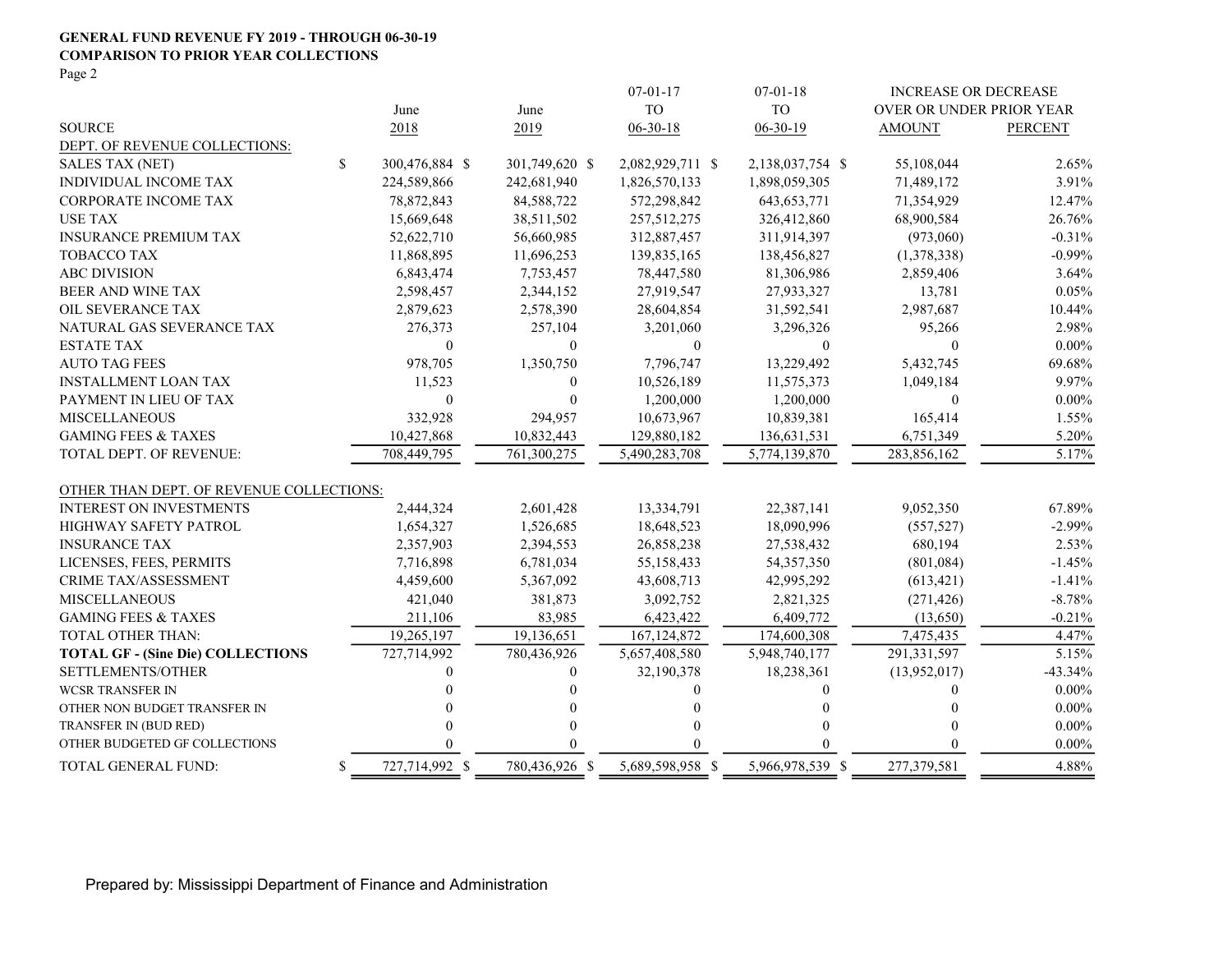**GENERAL FUND REVENUE FY 2019 - THROUGH 06-30-19**
**COMPARISON TO PRIOR YEAR COLLECTIONS**
Page 2

| SOURCE | June 2018 | June 2019 | 07-01-17 TO 06-30-18 | 07-01-18 TO 06-30-19 | INCREASE OR DECREASE OVER OR UNDER PRIOR YEAR AMOUNT | PERCENT |
|---|---|---|---|---|---|---|
| DEPT. OF REVENUE COLLECTIONS: | | | | | | |
| SALES TAX (NET) | $ 300,476,884 | $ 301,749,620 | $ 2,082,929,711 | $ 2,138,037,754 | $ 55,108,044 | 2.65% |
| INDIVIDUAL INCOME TAX | 224,589,866 | 242,681,940 | 1,826,570,133 | 1,898,059,305 | 71,489,172 | 3.91% |
| CORPORATE INCOME TAX | 78,872,843 | 84,588,722 | 572,298,842 | 643,653,771 | 71,354,929 | 12.47% |
| USE TAX | 15,669,648 | 38,511,502 | 257,512,275 | 326,412,860 | 68,900,584 | 26.76% |
| INSURANCE PREMIUM TAX | 52,622,710 | 56,660,985 | 312,887,457 | 311,914,397 | (973,060) | -0.31% |
| TOBACCO TAX | 11,868,895 | 11,696,253 | 139,835,165 | 138,456,827 | (1,378,338) | -0.99% |
| ABC DIVISION | 6,843,474 | 7,753,457 | 78,447,580 | 81,306,986 | 2,859,406 | 3.64% |
| BEER AND WINE TAX | 2,598,457 | 2,344,152 | 27,919,547 | 27,933,327 | 13,781 | 0.05% |
| OIL SEVERANCE TAX | 2,879,623 | 2,578,390 | 28,604,854 | 31,592,541 | 2,987,687 | 10.44% |
| NATURAL GAS SEVERANCE TAX | 276,373 | 257,104 | 3,201,060 | 3,296,326 | 95,266 | 2.98% |
| ESTATE TAX | 0 | 0 | 0 | 0 | 0 | 0.00% |
| AUTO TAG FEES | 978,705 | 1,350,750 | 7,796,747 | 13,229,492 | 5,432,745 | 69.68% |
| INSTALLMENT LOAN TAX | 11,523 | 0 | 10,526,189 | 11,575,373 | 1,049,184 | 9.97% |
| PAYMENT IN LIEU OF TAX | 0 | 0 | 1,200,000 | 1,200,000 | 0 | 0.00% |
| MISCELLANEOUS | 332,928 | 294,957 | 10,673,967 | 10,839,381 | 165,414 | 1.55% |
| GAMING FEES & TAXES | 10,427,868 | 10,832,443 | 129,880,182 | 136,631,531 | 6,751,349 | 5.20% |
| TOTAL DEPT. OF REVENUE: | 708,449,795 | 761,300,275 | 5,490,283,708 | 5,774,139,870 | 283,856,162 | 5.17% |
| OTHER THAN DEPT. OF REVENUE COLLECTIONS: | | | | | | |
| INTEREST ON INVESTMENTS | 2,444,324 | 2,601,428 | 13,334,791 | 22,387,141 | 9,052,350 | 67.89% |
| HIGHWAY SAFETY PATROL | 1,654,327 | 1,526,685 | 18,648,523 | 18,090,996 | (557,527) | -2.99% |
| INSURANCE TAX | 2,357,903 | 2,394,553 | 26,858,238 | 27,538,432 | 680,194 | 2.53% |
| LICENSES, FEES, PERMITS | 7,716,898 | 6,781,034 | 55,158,433 | 54,357,350 | (801,084) | -1.45% |
| CRIME TAX/ASSESSMENT | 4,459,600 | 5,367,092 | 43,608,713 | 42,995,292 | (613,421) | -1.41% |
| MISCELLANEOUS | 421,040 | 381,873 | 3,092,752 | 2,821,325 | (271,426) | -8.78% |
| GAMING FEES & TAXES | 211,106 | 83,985 | 6,423,422 | 6,409,772 | (13,650) | -0.21% |
| TOTAL OTHER THAN: | 19,265,197 | 19,136,651 | 167,124,872 | 174,600,308 | 7,475,435 | 4.47% |
| **TOTAL GF - (Sine Die) COLLECTIONS** | 727,714,992 | 780,436,926 | 5,657,408,580 | 5,948,740,177 | 291,331,597 | 5.15% |
| SETTLEMENTS/OTHER | 0 | 0 | 32,190,378 | 18,238,361 | (13,952,017) | -43.34% |
| WCSR TRANSFER IN | 0 | 0 | 0 | 0 | 0 | 0.00% |
| OTHER NON BUDGET TRANSFER IN | 0 | 0 | 0 | 0 | 0 | 0.00% |
| TRANSFER IN (BUD RED) | 0 | 0 | 0 | 0 | 0 | 0.00% |
| OTHER BUDGETED GF COLLECTIONS | 0 | 0 | 0 | 0 | 0 | 0.00% |
| TOTAL GENERAL FUND: | $ 727,714,992 | $ 780,436,926 | $ 5,689,598,958 | $ 5,966,978,539 | $ 277,379,581 | 4.88% |

Prepared by: Mississippi Department of Finance and Administration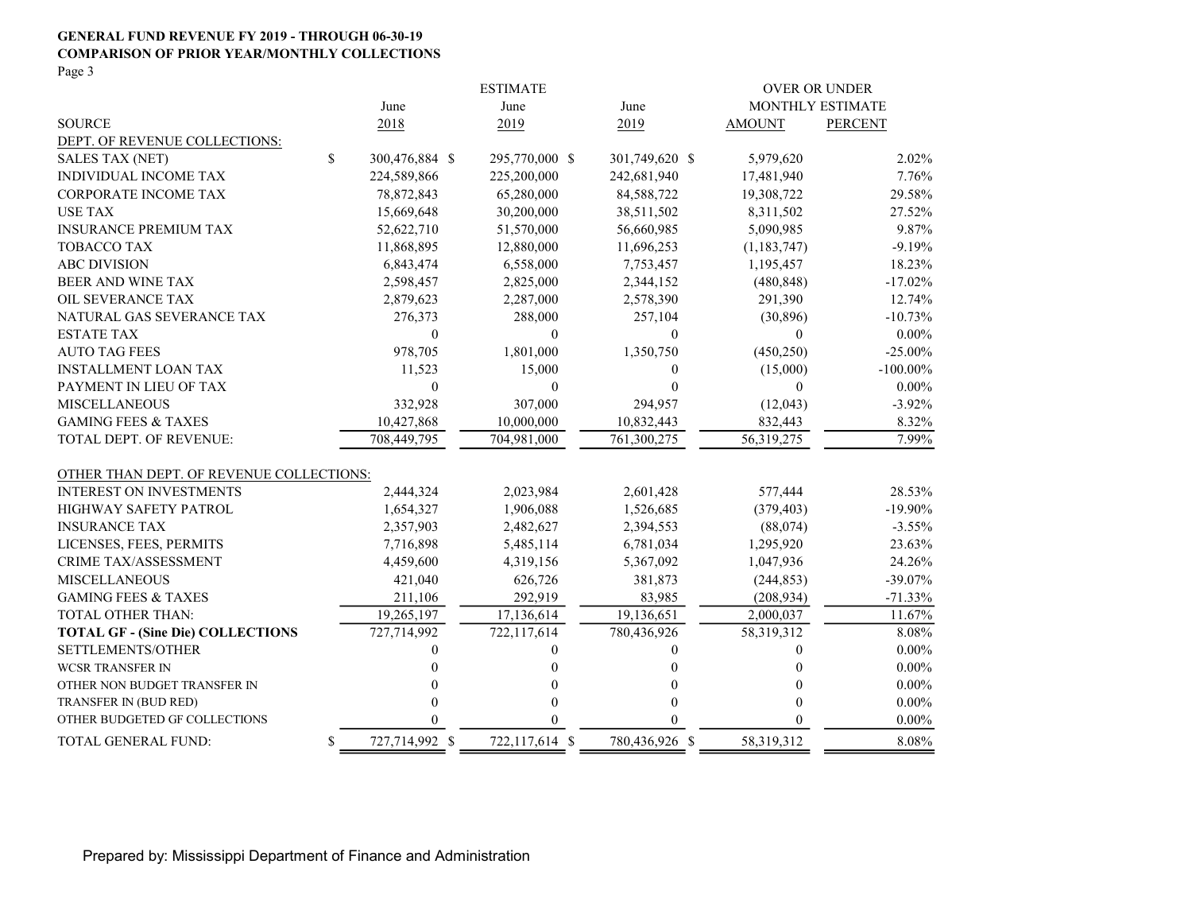**GENERAL FUND REVENUE FY 2019 - THROUGH 06-30-19**
**COMPARISON OF PRIOR YEAR/MONTHLY COLLECTIONS**
Page 3

| SOURCE | June 2018 | ESTIMATE June 2019 | June 2019 | OVER OR UNDER MONTHLY ESTIMATE AMOUNT | PERCENT |
|---|---|---|---|---|---|
| DEPT. OF REVENUE COLLECTIONS: | | | | | |
| SALES TAX (NET) | $ 300,476,884 | $ 295,770,000 | $ 301,749,620 | $ 5,979,620 | 2.02% |
| INDIVIDUAL INCOME TAX | 224,589,866 | 225,200,000 | 242,681,940 | 17,481,940 | 7.76% |
| CORPORATE INCOME TAX | 78,872,843 | 65,280,000 | 84,588,722 | 19,308,722 | 29.58% |
| USE TAX | 15,669,648 | 30,200,000 | 38,511,502 | 8,311,502 | 27.52% |
| INSURANCE PREMIUM TAX | 52,622,710 | 51,570,000 | 56,660,985 | 5,090,985 | 9.87% |
| TOBACCO TAX | 11,868,895 | 12,880,000 | 11,696,253 | (1,183,747) | -9.19% |
| ABC DIVISION | 6,843,474 | 6,558,000 | 7,753,457 | 1,195,457 | 18.23% |
| BEER AND WINE TAX | 2,598,457 | 2,825,000 | 2,344,152 | (480,848) | -17.02% |
| OIL SEVERANCE TAX | 2,879,623 | 2,287,000 | 2,578,390 | 291,390 | 12.74% |
| NATURAL GAS SEVERANCE TAX | 276,373 | 288,000 | 257,104 | (30,896) | -10.73% |
| ESTATE TAX | 0 | 0 | 0 | 0 | 0.00% |
| AUTO TAG FEES | 978,705 | 1,801,000 | 1,350,750 | (450,250) | -25.00% |
| INSTALLMENT LOAN TAX | 11,523 | 15,000 | 0 | (15,000) | -100.00% |
| PAYMENT IN LIEU OF TAX | 0 | 0 | 0 | 0 | 0.00% |
| MISCELLANEOUS | 332,928 | 307,000 | 294,957 | (12,043) | -3.92% |
| GAMING FEES & TAXES | 10,427,868 | 10,000,000 | 10,832,443 | 832,443 | 8.32% |
| TOTAL DEPT. OF REVENUE: | 708,449,795 | 704,981,000 | 761,300,275 | 56,319,275 | 7.99% |
| OTHER THAN DEPT. OF REVENUE COLLECTIONS: | | | | | |
| INTEREST ON INVESTMENTS | 2,444,324 | 2,023,984 | 2,601,428 | 577,444 | 28.53% |
| HIGHWAY SAFETY PATROL | 1,654,327 | 1,906,088 | 1,526,685 | (379,403) | -19.90% |
| INSURANCE TAX | 2,357,903 | 2,482,627 | 2,394,553 | (88,074) | -3.55% |
| LICENSES, FEES, PERMITS | 7,716,898 | 5,485,114 | 6,781,034 | 1,295,920 | 23.63% |
| CRIME TAX/ASSESSMENT | 4,459,600 | 4,319,156 | 5,367,092 | 1,047,936 | 24.26% |
| MISCELLANEOUS | 421,040 | 626,726 | 381,873 | (244,853) | -39.07% |
| GAMING FEES & TAXES | 211,106 | 292,919 | 83,985 | (208,934) | -71.33% |
| TOTAL OTHER THAN: | 19,265,197 | 17,136,614 | 19,136,651 | 2,000,037 | 11.67% |
| **TOTAL GF - (Sine Die) COLLECTIONS** | 727,714,992 | 722,117,614 | 780,436,926 | 58,319,312 | 8.08% |
| SETTLEMENTS/OTHER | 0 | 0 | 0 | 0 | 0.00% |
| WCSR TRANSFER IN | 0 | 0 | 0 | 0 | 0.00% |
| OTHER NON BUDGET TRANSFER IN | 0 | 0 | 0 | 0 | 0.00% |
| TRANSFER IN (BUD RED) | 0 | 0 | 0 | 0 | 0.00% |
| OTHER BUDGETED GF COLLECTIONS | 0 | 0 | 0 | 0 | 0.00% |
| TOTAL GENERAL FUND: | $ 727,714,992 | $ 722,117,614 | $ 780,436,926 | $ 58,319,312 | 8.08% |

Prepared by: Mississippi Department of Finance and Administration